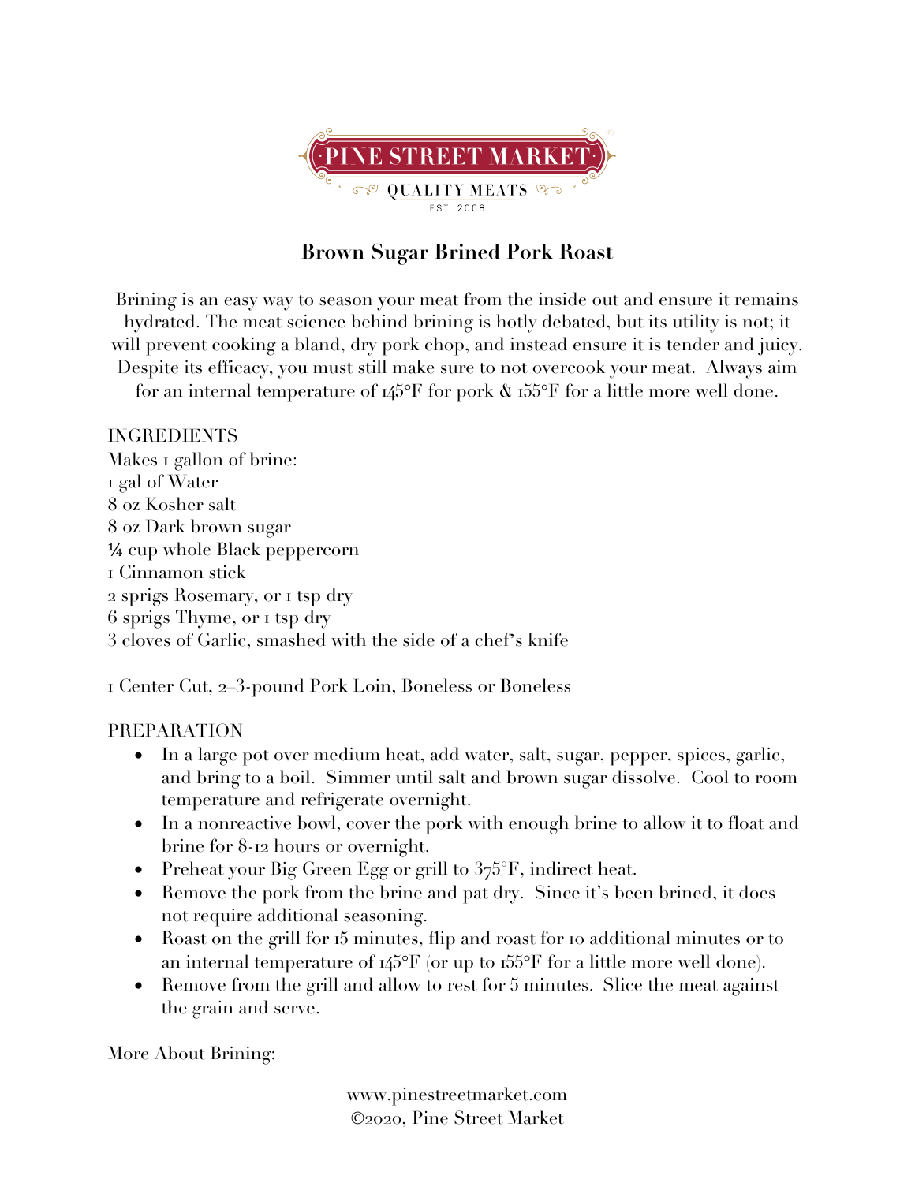PINE STREET MARKET

QUALITY MEATS

EST. 2008

# Brown Sugar Brined Pork Roast

Brining is an easy way to season your meat from the inside out and ensure it remains hydrated. The meat science behind brining is hotly debated, but its utility is not; it will prevent cooking a bland, dry pork chop, and instead ensure it is tender and juicy. Despite its efficacy, you must still make sure to not overcook your meat. Always aim for an internal temperature of 145°F for pork & 155°F for a little more well done.

INGREDIENTS

Makes 1 gallon of brine:
1 gal of Water
8 oz Kosher salt
8 oz Dark brown sugar
¼ cup whole Black peppercorn
1 Cinnamon stick
2 sprigs Rosemary, or 1 tsp dry
6 sprigs Thyme, or 1 tsp dry
3 cloves of Garlic, smashed with the side of a chef's knife

1 Center Cut, 2–3-pound Pork Loin, Boneless or Boneless

PREPARATION

- In a large pot over medium heat, add water, salt, sugar, pepper, spices, garlic, and bring to a boil. Simmer until salt and brown sugar dissolve. Cool to room temperature and refrigerate overnight.
- In a nonreactive bowl, cover the pork with enough brine to allow it to float and brine for 8-12 hours or overnight.
- Preheat your Big Green Egg or grill to 375°F, indirect heat.
- Remove the pork from the brine and pat dry. Since it's been brined, it does not require additional seasoning.
- Roast on the grill for 15 minutes, flip and roast for 10 additional minutes or to an internal temperature of 145°F (or up to 155°F for a little more well done).
- Remove from the grill and allow to rest for 5 minutes. Slice the meat against the grain and serve.

More About Brining:

www.pinestreetmarket.com
©2020, Pine Street Market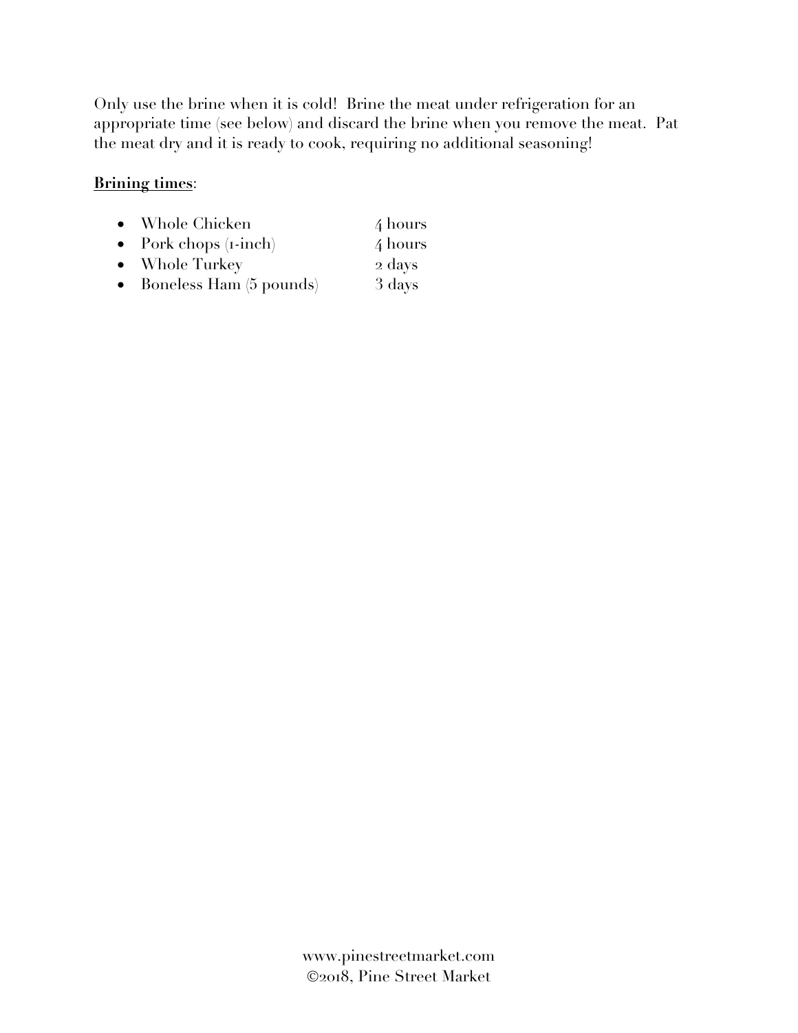Only use the brine when it is cold! Brine the meat under refrigeration for an appropriate time (see below) and discard the brine when you remove the meat. Pat the meat dry and it is ready to cook, requiring no additional seasoning!

**Brining times**:

- Whole Chicken 4 hours
- Pork chops (1-inch) 4 hours
- Whole Turkey 2 days
- Boneless Ham (5 pounds) 3 days

www.pinestreetmarket.com
©2018, Pine Street Market